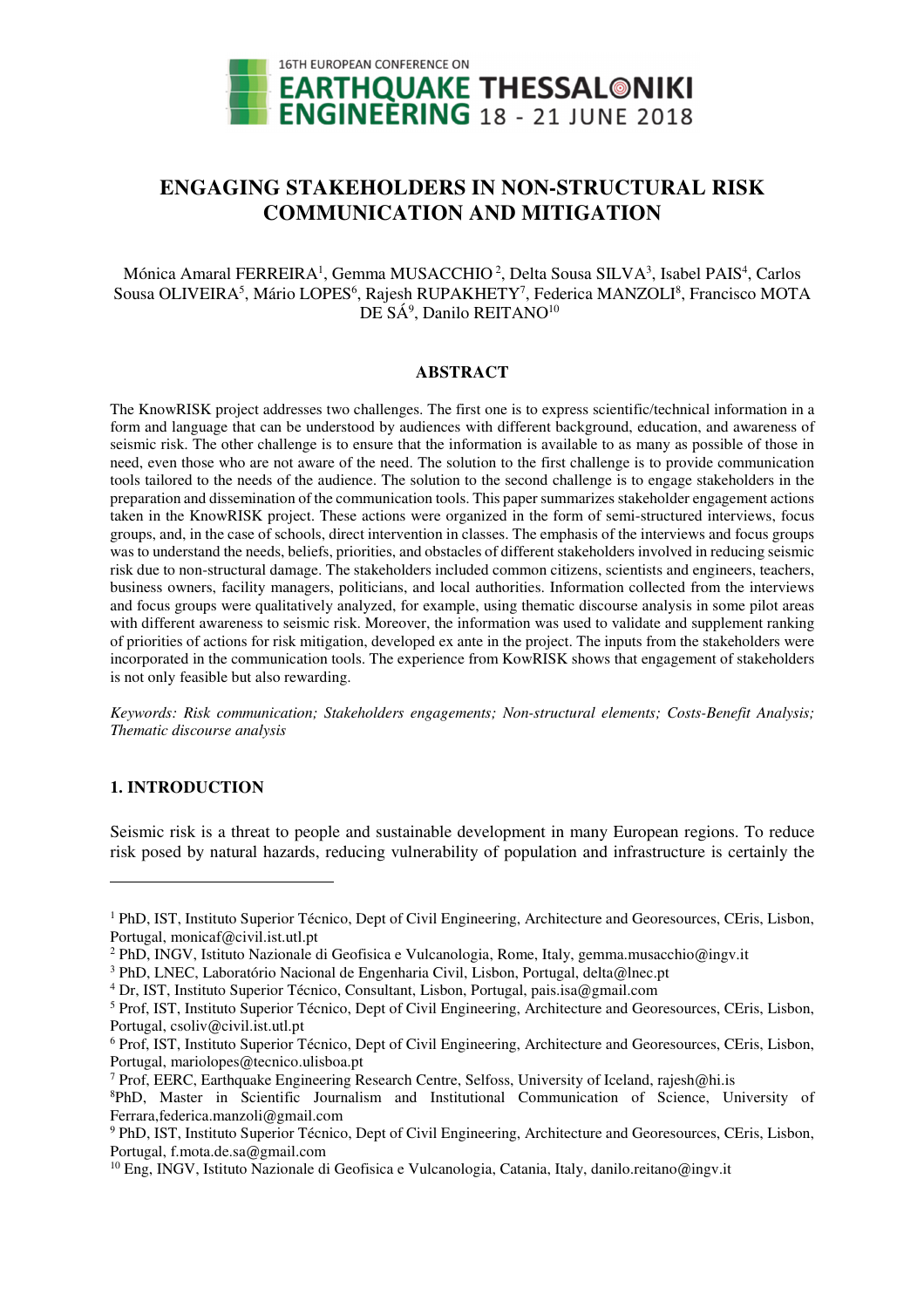# ENGAGING STAKEHOLDERS IN NON-STRUCTURAL RISK COMMUNICATION AND MITIGATION

Mónica Amaral FERREIRA[1], Gemma MUSACCHIO[2], Delta Sousa SILVA[3], Isabel PAIS[4], Carlos Sousa OLIVEIRA[5], Mário LOPES[6], Rajesh RUPAKHETY[7], Federica MANZOLI[8], Francisco MOTA DE SÁ[9], Danilo REITANO[10]

## ABSTRACT

The KnowRISK project addresses two challenges. The first one is to express scientific/technical information in a form and language that can be understood by audiences with different background, education, and awareness of seismic risk. The other challenge is to ensure that the information is available to as many as possible of those in need, even those who are not aware of the need. The solution to the first challenge is to provide communication tools tailored to the needs of the audience. The solution to the second challenge is to engage stakeholders in the preparation and dissemination of the communication tools. This paper summarizes stakeholder engagement actions taken in the KnowRISK project. These actions were organized in the form of semi-structured interviews, focus groups, and, in the case of schools, direct intervention in classes. The emphasis of the interviews and focus groups was to understand the needs, beliefs, priorities, and obstacles of different stakeholders involved in reducing seismic risk due to non-structural damage. The stakeholders included common citizens, scientists and engineers, teachers, business owners, facility managers, politicians, and local authorities. Information collected from the interviews and focus groups were qualitatively analyzed, for example, using thematic discourse analysis in some pilot areas with different awareness to seismic risk. Moreover, the information was used to validate and supplement ranking of priorities of actions for risk mitigation, developed ex ante in the project. The inputs from the stakeholders were incorporated in the communication tools. The experience from KowRISK shows that engagement of stakeholders is not only feasible but also rewarding.

*Keywords: Risk communication; Stakeholders engagements; Non-structural elements; Costs-Benefit Analysis; Thematic discourse analysis*

## 1. INTRODUCTION

Seismic risk is a threat to people and sustainable development in many European regions. To reduce risk posed by natural hazards, reducing vulnerability of population and infrastructure is certainly the

---

[1] PhD, IST, Instituto Superior Técnico, Dept of Civil Engineering, Architecture and Georesources, CEris, Lisbon, Portugal, monicaf@civil.ist.utl.pt

[2] PhD, INGV, Istituto Nazionale di Geofisica e Vulcanologia, Rome, Italy, gemma.musacchio@ingv.it

[3] PhD, LNEC, Laboratório Nacional de Engenharia Civil, Lisbon, Portugal, delta@lnec.pt

[4] Dr, IST, Instituto Superior Técnico, Consultant, Lisbon, Portugal, pais.isa@gmail.com

[5] Prof, IST, Instituto Superior Técnico, Dept of Civil Engineering, Architecture and Georesources, CEris, Lisbon, Portugal, csoliv@civil.ist.utl.pt

[6] Prof, IST, Instituto Superior Técnico, Dept of Civil Engineering, Architecture and Georesources, CEris, Lisbon, Portugal, mariolopes@tecnico.ulisboa.pt

[7] Prof, EERC, Earthquake Engineering Research Centre, Selfoss, University of Iceland, rajesh@hi.is

[8] PhD, Master in Scientific Journalism and Institutional Communication of Science, University of Ferrara, federica.manzoli@gmail.com

[9] PhD, IST, Instituto Superior Técnico, Dept of Civil Engineering, Architecture and Georesources, CEris, Lisbon, Portugal, f.mota.de.sa@gmail.com

[10] Eng, INGV, Istituto Nazionale di Geofisica e Vulcanologia, Catania, Italy, danilo.reitano@ingv.it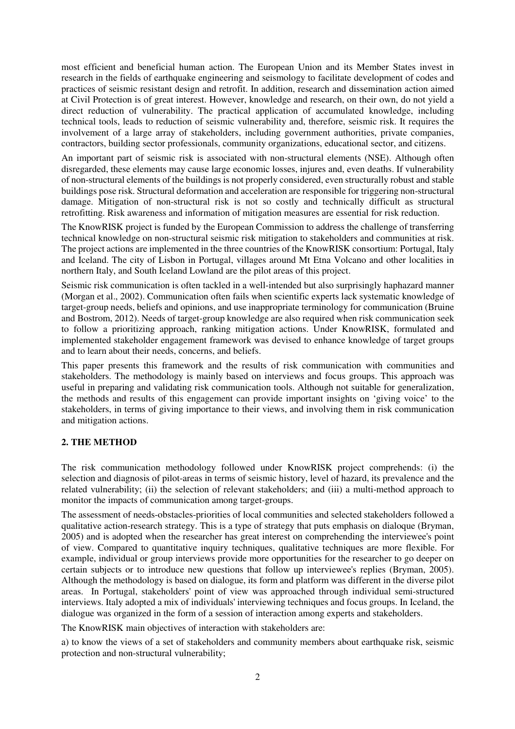most efficient and beneficial human action. The European Union and its Member States invest in research in the fields of earthquake engineering and seismology to facilitate development of codes and practices of seismic resistant design and retrofit. In addition, research and dissemination action aimed at Civil Protection is of great interest. However, knowledge and research, on their own, do not yield a direct reduction of vulnerability. The practical application of accumulated knowledge, including technical tools, leads to reduction of seismic vulnerability and, therefore, seismic risk. It requires the involvement of a large array of stakeholders, including government authorities, private companies, contractors, building sector professionals, community organizations, educational sector, and citizens.

An important part of seismic risk is associated with non-structural elements (NSE). Although often disregarded, these elements may cause large economic losses, injures and, even deaths. If vulnerability of non-structural elements of the buildings is not properly considered, even structurally robust and stable buildings pose risk. Structural deformation and acceleration are responsible for triggering non-structural damage. Mitigation of non-structural risk is not so costly and technically difficult as structural retrofitting. Risk awareness and information of mitigation measures are essential for risk reduction.

The KnowRISK project is funded by the European Commission to address the challenge of transferring technical knowledge on non-structural seismic risk mitigation to stakeholders and communities at risk. The project actions are implemented in the three countries of the KnowRISK consortium: Portugal, Italy and Iceland. The city of Lisbon in Portugal, villages around Mt Etna Volcano and other localities in northern Italy, and South Iceland Lowland are the pilot areas of this project.

Seismic risk communication is often tackled in a well-intended but also surprisingly haphazard manner (Morgan et al., 2002). Communication often fails when scientific experts lack systematic knowledge of target-group needs, beliefs and opinions, and use inappropriate terminology for communication (Bruine and Bostrom, 2012). Needs of target-group knowledge are also required when risk communication seek to follow a prioritizing approach, ranking mitigation actions. Under KnowRISK, formulated and implemented stakeholder engagement framework was devised to enhance knowledge of target groups and to learn about their needs, concerns, and beliefs.

This paper presents this framework and the results of risk communication with communities and stakeholders. The methodology is mainly based on interviews and focus groups. This approach was useful in preparing and validating risk communication tools. Although not suitable for generalization, the methods and results of this engagement can provide important insights on 'giving voice' to the stakeholders, in terms of giving importance to their views, and involving them in risk communication and mitigation actions.

## 2. THE METHOD

The risk communication methodology followed under KnowRISK project comprehends: (i) the selection and diagnosis of pilot-areas in terms of seismic history, level of hazard, its prevalence and the related vulnerability; (ii) the selection of relevant stakeholders; and (iii) a multi-method approach to monitor the impacts of communication among target-groups.

The assessment of needs-obstacles-priorities of local communities and selected stakeholders followed a qualitative action-research strategy. This is a type of strategy that puts emphasis on dialoque (Bryman, 2005) and is adopted when the researcher has great interest on comprehending the interviewee's point of view. Compared to quantitative inquiry techniques, qualitative techniques are more flexible. For example, individual or group interviews provide more opportunities for the researcher to go deeper on certain subjects or to introduce new questions that follow up interviewee's replies (Bryman, 2005). Although the methodology is based on dialogue, its form and platform was different in the diverse pilot areas. In Portugal, stakeholders' point of view was approached through individual semi-structured interviews. Italy adopted a mix of individuals' interviewing techniques and focus groups. In Iceland, the dialogue was organized in the form of a session of interaction among experts and stakeholders.

The KnowRISK main objectives of interaction with stakeholders are:

a) to know the views of a set of stakeholders and community members about earthquake risk, seismic protection and non-structural vulnerability;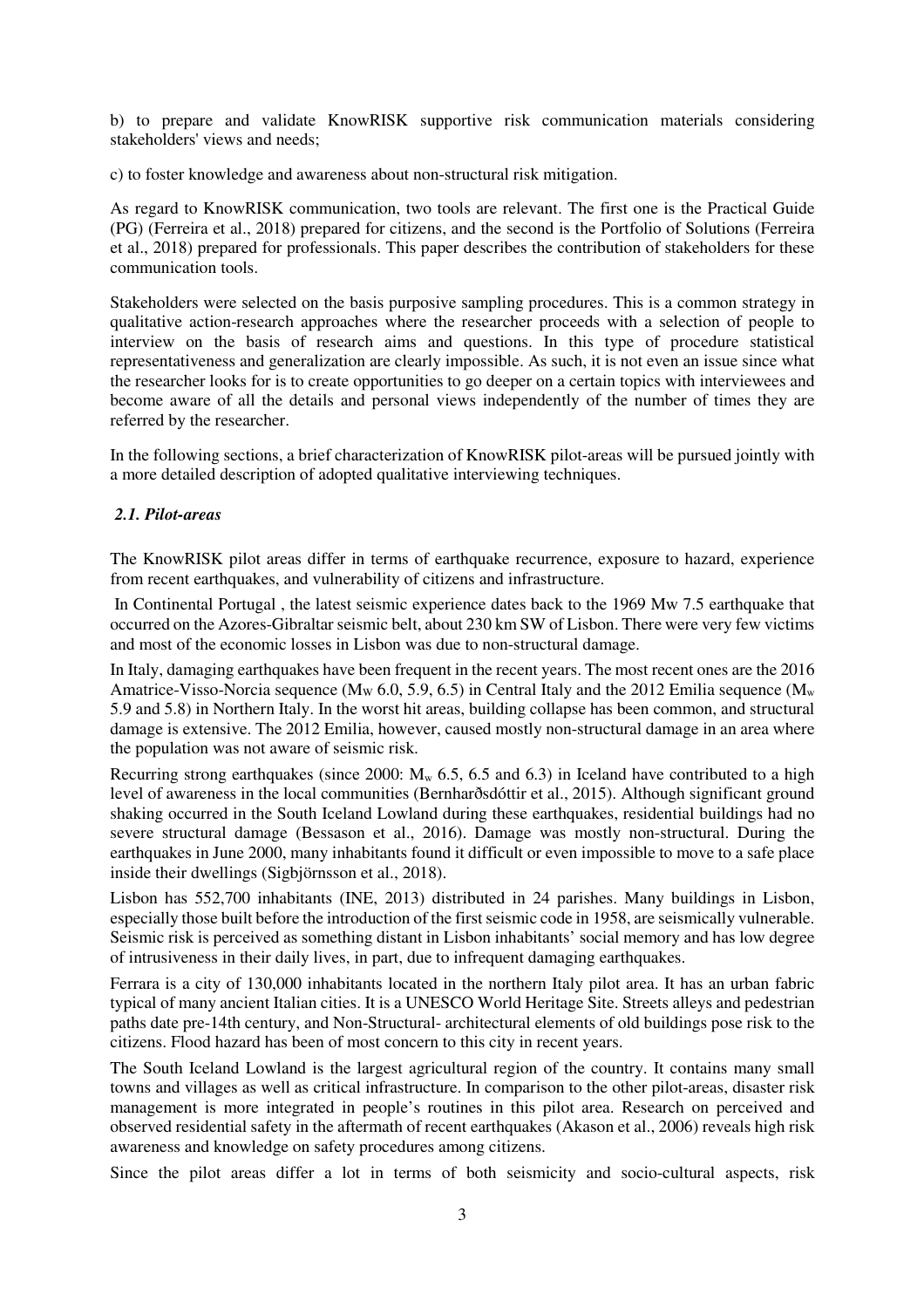b) to prepare and validate KnowRISK supportive risk communication materials considering stakeholders' views and needs;

c) to foster knowledge and awareness about non-structural risk mitigation.

As regard to KnowRISK communication, two tools are relevant. The first one is the Practical Guide (PG) (Ferreira et al., 2018) prepared for citizens, and the second is the Portfolio of Solutions (Ferreira et al., 2018) prepared for professionals. This paper describes the contribution of stakeholders for these communication tools.

Stakeholders were selected on the basis purposive sampling procedures. This is a common strategy in qualitative action-research approaches where the researcher proceeds with a selection of people to interview on the basis of research aims and questions. In this type of procedure statistical representativeness and generalization are clearly impossible. As such, it is not even an issue since what the researcher looks for is to create opportunities to go deeper on a certain topics with interviewees and become aware of all the details and personal views independently of the number of times they are referred by the researcher.

In the following sections, a brief characterization of KnowRISK pilot-areas will be pursued jointly with a more detailed description of adopted qualitative interviewing techniques.

### *2.1. Pilot-areas*

The KnowRISK pilot areas differ in terms of earthquake recurrence, exposure to hazard, experience from recent earthquakes, and vulnerability of citizens and infrastructure.

In Continental Portugal , the latest seismic experience dates back to the 1969 Mw 7.5 earthquake that occurred on the Azores-Gibraltar seismic belt, about 230 km SW of Lisbon. There were very few victims and most of the economic losses in Lisbon was due to non-structural damage.

In Italy, damaging earthquakes have been frequent in the recent years. The most recent ones are the 2016 Amatrice-Visso-Norcia sequence ($M_W$ 6.0, 5.9, 6.5) in Central Italy and the 2012 Emilia sequence ($M_w$ 5.9 and 5.8) in Northern Italy. In the worst hit areas, building collapse has been common, and structural damage is extensive. The 2012 Emilia, however, caused mostly non-structural damage in an area where the population was not aware of seismic risk.

Recurring strong earthquakes (since 2000: $M_w$ 6.5, 6.5 and 6.3) in Iceland have contributed to a high level of awareness in the local communities (Bernharðsdóttir et al., 2015). Although significant ground shaking occurred in the South Iceland Lowland during these earthquakes, residential buildings had no severe structural damage (Bessason et al., 2016). Damage was mostly non-structural. During the earthquakes in June 2000, many inhabitants found it difficult or even impossible to move to a safe place inside their dwellings (Sigbjörnsson et al., 2018).

Lisbon has 552,700 inhabitants (INE, 2013) distributed in 24 parishes. Many buildings in Lisbon, especially those built before the introduction of the first seismic code in 1958, are seismically vulnerable. Seismic risk is perceived as something distant in Lisbon inhabitants' social memory and has low degree of intrusiveness in their daily lives, in part, due to infrequent damaging earthquakes.

Ferrara is a city of 130,000 inhabitants located in the northern Italy pilot area. It has an urban fabric typical of many ancient Italian cities. It is a UNESCO World Heritage Site. Streets alleys and pedestrian paths date pre-14th century, and Non-Structural- architectural elements of old buildings pose risk to the citizens. Flood hazard has been of most concern to this city in recent years.

The South Iceland Lowland is the largest agricultural region of the country. It contains many small towns and villages as well as critical infrastructure. In comparison to the other pilot-areas, disaster risk management is more integrated in people's routines in this pilot area. Research on perceived and observed residential safety in the aftermath of recent earthquakes (Akason et al., 2006) reveals high risk awareness and knowledge on safety procedures among citizens.

Since the pilot areas differ a lot in terms of both seismicity and socio-cultural aspects, risk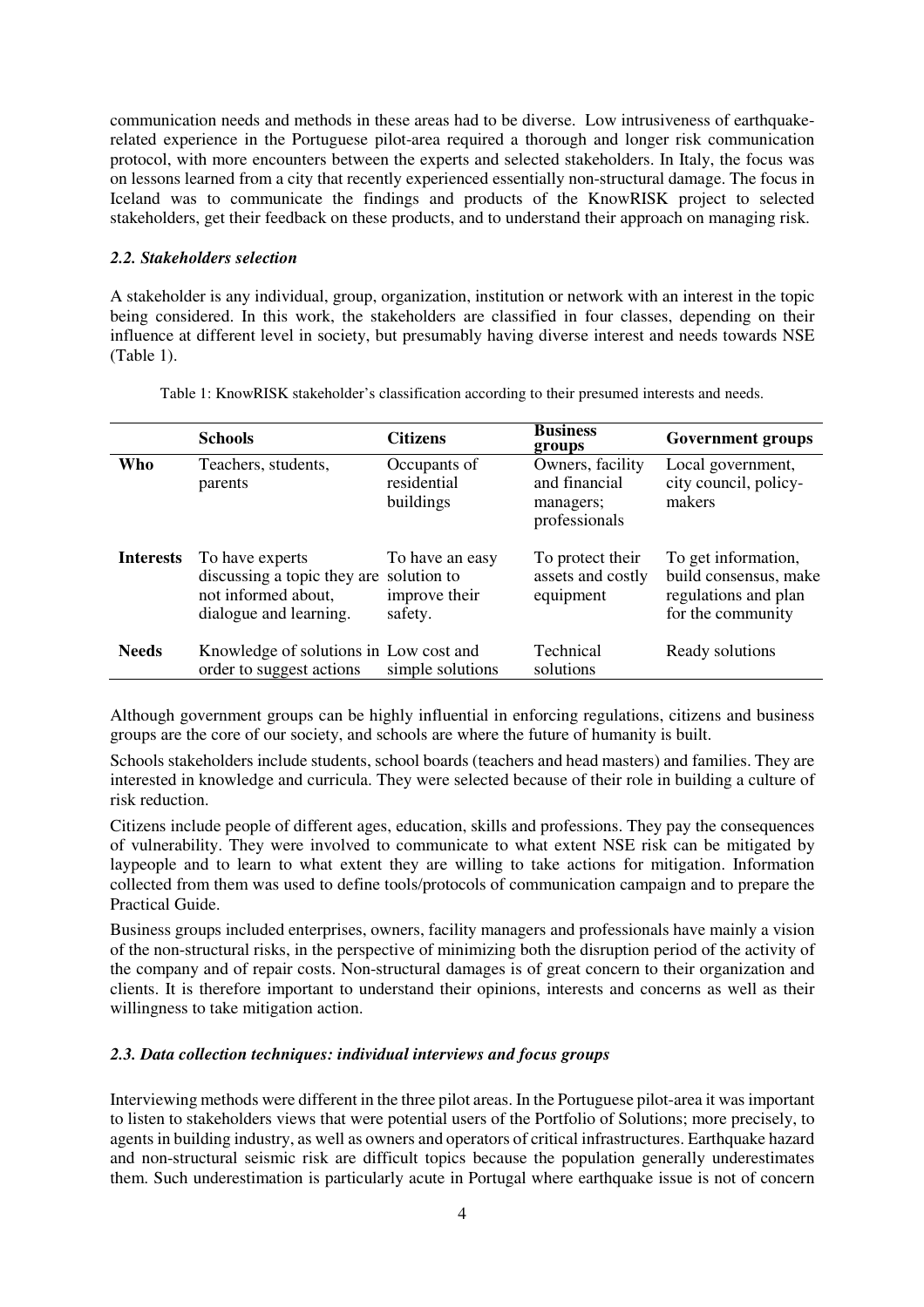communication needs and methods in these areas had to be diverse. Low intrusiveness of earthquake-related experience in the Portuguese pilot-area required a thorough and longer risk communication protocol, with more encounters between the experts and selected stakeholders. In Italy, the focus was on lessons learned from a city that recently experienced essentially non-structural damage. The focus in Iceland was to communicate the findings and products of the KnowRISK project to selected stakeholders, get their feedback on these products, and to understand their approach on managing risk.

### *2.2. Stakeholders selection*

A stakeholder is any individual, group, organization, institution or network with an interest in the topic being considered. In this work, the stakeholders are classified in four classes, depending on their influence at different level in society, but presumably having diverse interest and needs towards NSE (Table 1).

Table 1: KnowRISK stakeholder's classification according to their presumed interests and needs.

| | **Schools** | **Citizens** | **Business groups** | **Government groups** |
|---|---|---|---|---|
| **Who** | Teachers, students, parents | Occupants of residential buildings | Owners, facility and financial managers; professionals | Local government, city council, policy-makers |
| **Interests** | To have experts discussing a topic they are not informed about, dialogue and learning. | To have an easy solution to improve their safety. | To protect their assets and costly equipment | To get information, build consensus, make regulations and plan for the community |
| **Needs** | Knowledge of solutions in order to suggest actions | Low cost and simple solutions | Technical solutions | Ready solutions |

Although government groups can be highly influential in enforcing regulations, citizens and business groups are the core of our society, and schools are where the future of humanity is built.

Schools stakeholders include students, school boards (teachers and head masters) and families. They are interested in knowledge and curricula. They were selected because of their role in building a culture of risk reduction.

Citizens include people of different ages, education, skills and professions. They pay the consequences of vulnerability. They were involved to communicate to what extent NSE risk can be mitigated by laypeople and to learn to what extent they are willing to take actions for mitigation. Information collected from them was used to define tools/protocols of communication campaign and to prepare the Practical Guide.

Business groups included enterprises, owners, facility managers and professionals have mainly a vision of the non-structural risks, in the perspective of minimizing both the disruption period of the activity of the company and of repair costs. Non-structural damages is of great concern to their organization and clients. It is therefore important to understand their opinions, interests and concerns as well as their willingness to take mitigation action.

### *2.3. Data collection techniques: individual interviews and focus groups*

Interviewing methods were different in the three pilot areas. In the Portuguese pilot-area it was important to listen to stakeholders views that were potential users of the Portfolio of Solutions; more precisely, to agents in building industry, as well as owners and operators of critical infrastructures. Earthquake hazard and non-structural seismic risk are difficult topics because the population generally underestimates them. Such underestimation is particularly acute in Portugal where earthquake issue is not of concern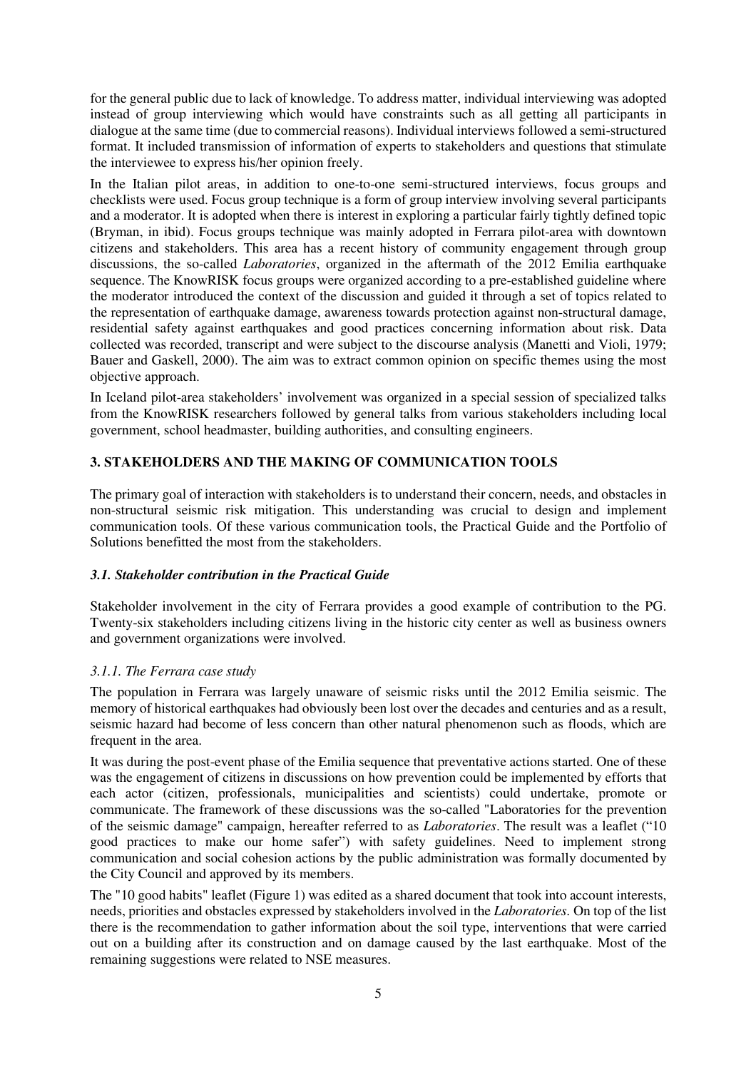for the general public due to lack of knowledge. To address matter, individual interviewing was adopted instead of group interviewing which would have constraints such as all getting all participants in dialogue at the same time (due to commercial reasons). Individual interviews followed a semi-structured format. It included transmission of information of experts to stakeholders and questions that stimulate the interviewee to express his/her opinion freely.

In the Italian pilot areas, in addition to one-to-one semi-structured interviews, focus groups and checklists were used. Focus group technique is a form of group interview involving several participants and a moderator. It is adopted when there is interest in exploring a particular fairly tightly defined topic (Bryman, in ibid). Focus groups technique was mainly adopted in Ferrara pilot-area with downtown citizens and stakeholders. This area has a recent history of community engagement through group discussions, the so-called *Laboratories*, organized in the aftermath of the 2012 Emilia earthquake sequence. The KnowRISK focus groups were organized according to a pre-established guideline where the moderator introduced the context of the discussion and guided it through a set of topics related to the representation of earthquake damage, awareness towards protection against non-structural damage, residential safety against earthquakes and good practices concerning information about risk. Data collected was recorded, transcript and were subject to the discourse analysis (Manetti and Violi, 1979; Bauer and Gaskell, 2000). The aim was to extract common opinion on specific themes using the most objective approach.

In Iceland pilot-area stakeholders' involvement was organized in a special session of specialized talks from the KnowRISK researchers followed by general talks from various stakeholders including local government, school headmaster, building authorities, and consulting engineers.

## 3. STAKEHOLDERS AND THE MAKING OF COMMUNICATION TOOLS

The primary goal of interaction with stakeholders is to understand their concern, needs, and obstacles in non-structural seismic risk mitigation. This understanding was crucial to design and implement communication tools. Of these various communication tools, the Practical Guide and the Portfolio of Solutions benefitted the most from the stakeholders.

### *3.1. Stakeholder contribution in the Practical Guide*

Stakeholder involvement in the city of Ferrara provides a good example of contribution to the PG. Twenty-six stakeholders including citizens living in the historic city center as well as business owners and government organizations were involved.

#### *3.1.1. The Ferrara case study*

The population in Ferrara was largely unaware of seismic risks until the 2012 Emilia seismic. The memory of historical earthquakes had obviously been lost over the decades and centuries and as a result, seismic hazard had become of less concern than other natural phenomenon such as floods, which are frequent in the area.

It was during the post-event phase of the Emilia sequence that preventative actions started. One of these was the engagement of citizens in discussions on how prevention could be implemented by efforts that each actor (citizen, professionals, municipalities and scientists) could undertake, promote or communicate. The framework of these discussions was the so-called "Laboratories for the prevention of the seismic damage" campaign, hereafter referred to as *Laboratories*. The result was a leaflet ("10 good practices to make our home safer") with safety guidelines. Need to implement strong communication and social cohesion actions by the public administration was formally documented by the City Council and approved by its members.

The "10 good habits" leaflet (Figure 1) was edited as a shared document that took into account interests, needs, priorities and obstacles expressed by stakeholders involved in the *Laboratories*. On top of the list there is the recommendation to gather information about the soil type, interventions that were carried out on a building after its construction and on damage caused by the last earthquake. Most of the remaining suggestions were related to NSE measures.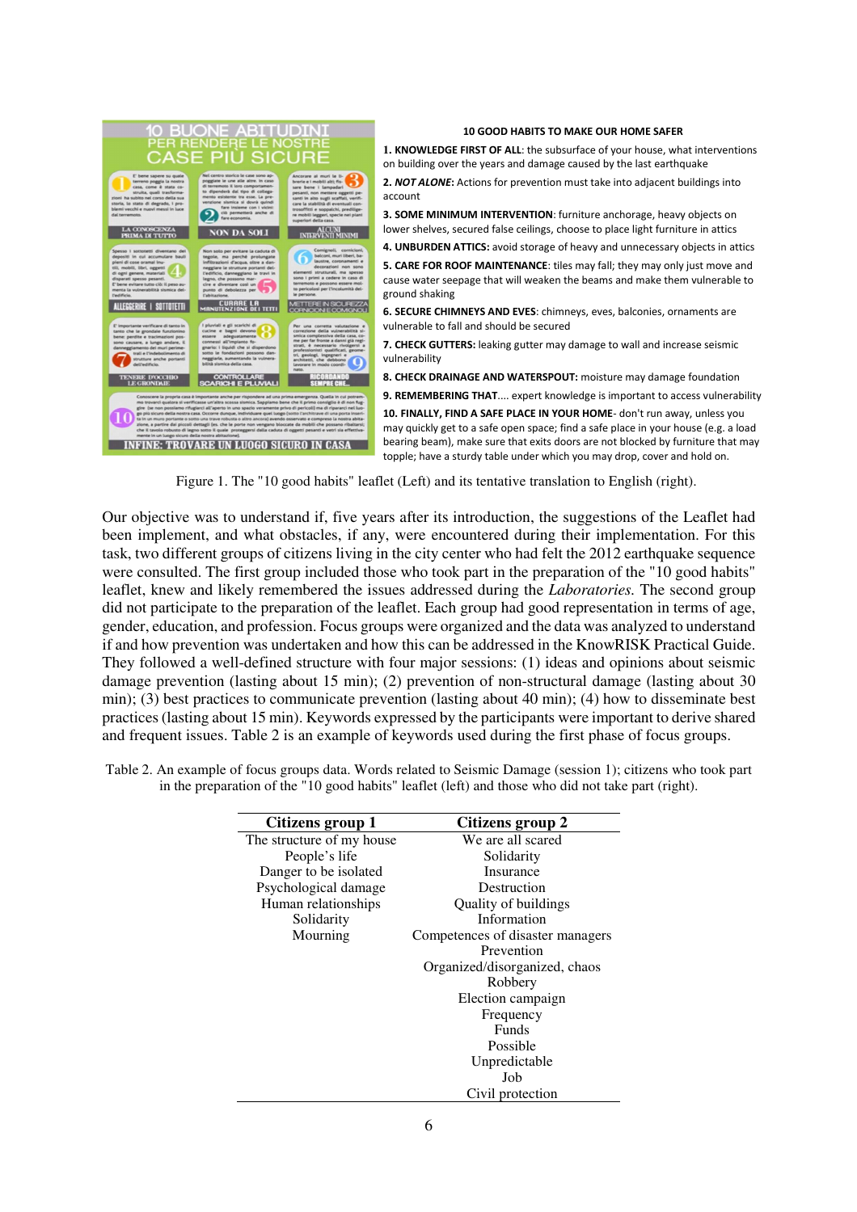**10 GOOD HABITS TO MAKE OUR HOME SAFER**

**1. KNOWLEDGE FIRST OF ALL**: the subsurface of your house, what interventions on building over the years and damage caused by the last earthquake

**2. *NOT ALONE***: Actions for prevention must take into adjacent buildings into account

**3. SOME MINIMUM INTERVENTION**: furniture anchorage, heavy objects on lower shelves, secured false ceilings, choose to place light furniture in attics

**4. UNBURDEN ATTICS:** avoid storage of heavy and unnecessary objects in attics

**5. CARE FOR ROOF MAINTENANCE**: tiles may fall; they may only just move and cause water seepage that will weaken the beams and make them vulnerable to ground shaking

**6. SECURE CHIMNEYS AND EVES**: chimneys, eves, balconies, ornaments are vulnerable to fall and should be secured

**7. CHECK GUTTERS:** leaking gutter may damage to wall and increase seismic vulnerability

**8. CHECK DRAINAGE AND WATERSPOUT:** moisture may damage foundation

**9. REMEMBERING THAT**.... expert knowledge is important to access vulnerability

**10. FINALLY, FIND A SAFE PLACE IN YOUR HOME**- don't run away, unless you may quickly get to a safe open space; find a safe place in your house (e.g. a load bearing beam), make sure that exits doors are not blocked by furniture that may topple; have a sturdy table under which you may drop, cover and hold on.

Figure 1. The "10 good habits" leaflet (Left) and its tentative translation to English (right).

Our objective was to understand if, five years after its introduction, the suggestions of the Leaflet had been implement, and what obstacles, if any, were encountered during their implementation. For this task, two different groups of citizens living in the city center who had felt the 2012 earthquake sequence were consulted. The first group included those who took part in the preparation of the "10 good habits" leaflet, knew and likely remembered the issues addressed during the *Laboratories.* The second group did not participate to the preparation of the leaflet. Each group had good representation in terms of age, gender, education, and profession. Focus groups were organized and the data was analyzed to understand if and how prevention was undertaken and how this can be addressed in the KnowRISK Practical Guide. They followed a well-defined structure with four major sessions: (1) ideas and opinions about seismic damage prevention (lasting about 15 min); (2) prevention of non-structural damage (lasting about 30 min); (3) best practices to communicate prevention (lasting about 40 min); (4) how to disseminate best practices (lasting about 15 min). Keywords expressed by the participants were important to derive shared and frequent issues. Table 2 is an example of keywords used during the first phase of focus groups.

Table 2. An example of focus groups data. Words related to Seismic Damage (session 1); citizens who took part in the preparation of the "10 good habits" leaflet (left) and those who did not take part (right).

| Citizens group 1 | Citizens group 2 |
|---|---|
| The structure of my house | We are all scared |
| People's life | Solidarity |
| Danger to be isolated | Insurance |
| Psychological damage | Destruction |
| Human relationships | Quality of buildings |
| Solidarity | Information |
| Mourning | Competences of disaster managers |
| | Prevention |
| | Organized/disorganized, chaos |
| | Robbery |
| | Election campaign |
| | Frequency |
| | Funds |
| | Possible |
| | Unpredictable |
| | Job |
| | Civil protection |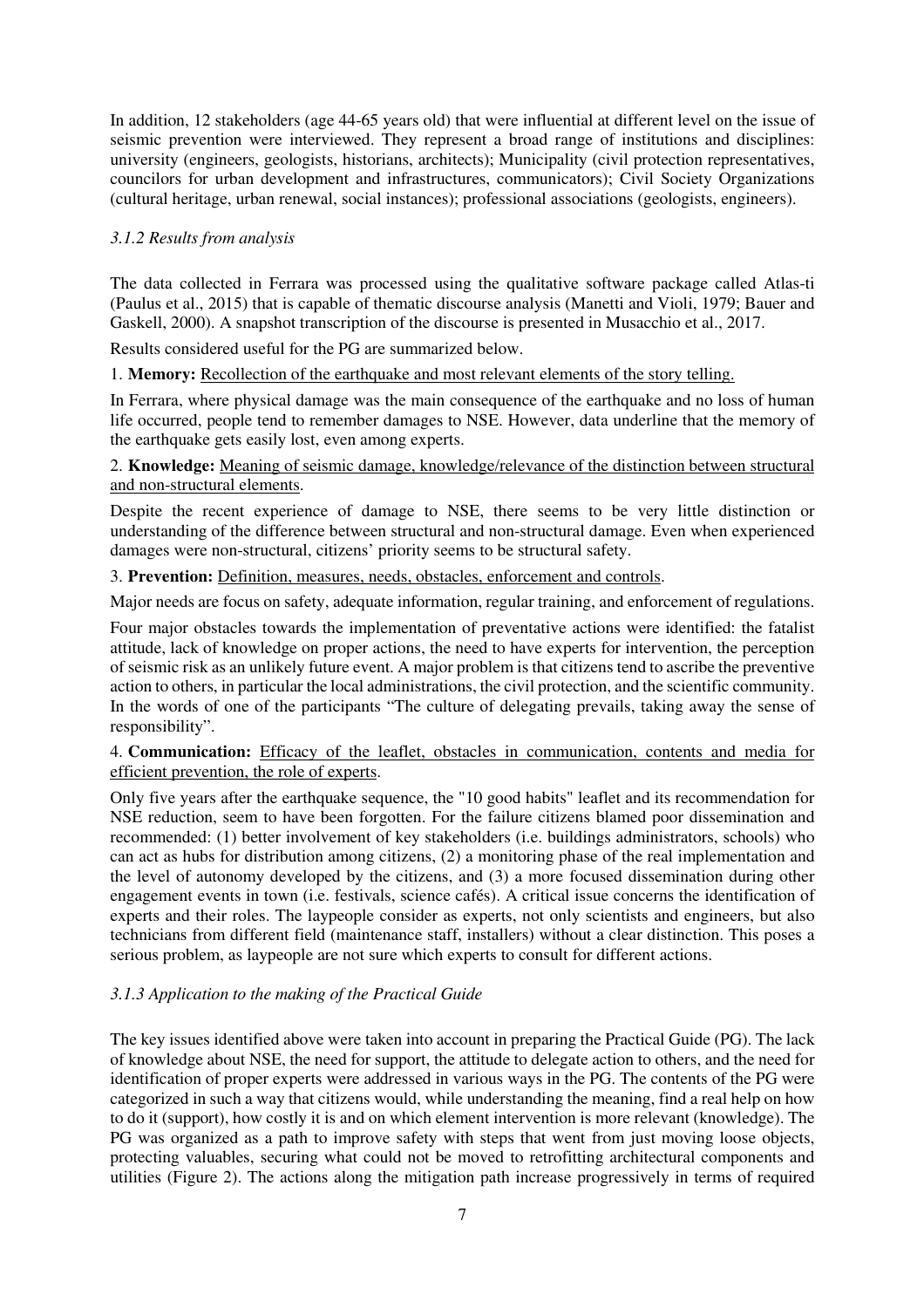In addition, 12 stakeholders (age 44-65 years old) that were influential at different level on the issue of seismic prevention were interviewed. They represent a broad range of institutions and disciplines: university (engineers, geologists, historians, architects); Municipality (civil protection representatives, councilors for urban development and infrastructures, communicators); Civil Society Organizations (cultural heritage, urban renewal, social instances); professional associations (geologists, engineers).

### *3.1.2 Results from analysis*

The data collected in Ferrara was processed using the qualitative software package called Atlas-ti (Paulus et al., 2015) that is capable of thematic discourse analysis (Manetti and Violi, 1979; Bauer and Gaskell, 2000). A snapshot transcription of the discourse is presented in Musacchio et al., 2017.

Results considered useful for the PG are summarized below.

1. **Memory:** <u>Recollection of the earthquake and most relevant elements of the story telling.</u>

In Ferrara, where physical damage was the main consequence of the earthquake and no loss of human life occurred, people tend to remember damages to NSE. However, data underline that the memory of the earthquake gets easily lost, even among experts.

2. **Knowledge:** <u>Meaning of seismic damage, knowledge/relevance of the distinction between structural and non-structural elements</u>.

Despite the recent experience of damage to NSE, there seems to be very little distinction or understanding of the difference between structural and non-structural damage. Even when experienced damages were non-structural, citizens' priority seems to be structural safety.

3. **Prevention:** <u>Definition, measures, needs, obstacles, enforcement and controls</u>.

Major needs are focus on safety, adequate information, regular training, and enforcement of regulations.

Four major obstacles towards the implementation of preventative actions were identified: the fatalist attitude, lack of knowledge on proper actions, the need to have experts for intervention, the perception of seismic risk as an unlikely future event. A major problem is that citizens tend to ascribe the preventive action to others, in particular the local administrations, the civil protection, and the scientific community. In the words of one of the participants "The culture of delegating prevails, taking away the sense of responsibility".

4. **Communication:** <u>Efficacy of the leaflet, obstacles in communication, contents and media for efficient prevention, the role of experts</u>.

Only five years after the earthquake sequence, the "10 good habits" leaflet and its recommendation for NSE reduction, seem to have been forgotten. For the failure citizens blamed poor dissemination and recommended: (1) better involvement of key stakeholders (i.e. buildings administrators, schools) who can act as hubs for distribution among citizens, (2) a monitoring phase of the real implementation and the level of autonomy developed by the citizens, and (3) a more focused dissemination during other engagement events in town (i.e. festivals, science cafés). A critical issue concerns the identification of experts and their roles. The laypeople consider as experts, not only scientists and engineers, but also technicians from different field (maintenance staff, installers) without a clear distinction. This poses a serious problem, as laypeople are not sure which experts to consult for different actions.

### *3.1.3 Application to the making of the Practical Guide*

The key issues identified above were taken into account in preparing the Practical Guide (PG). The lack of knowledge about NSE, the need for support, the attitude to delegate action to others, and the need for identification of proper experts were addressed in various ways in the PG. The contents of the PG were categorized in such a way that citizens would, while understanding the meaning, find a real help on how to do it (support), how costly it is and on which element intervention is more relevant (knowledge). The PG was organized as a path to improve safety with steps that went from just moving loose objects, protecting valuables, securing what could not be moved to retrofitting architectural components and utilities (Figure 2). The actions along the mitigation path increase progressively in terms of required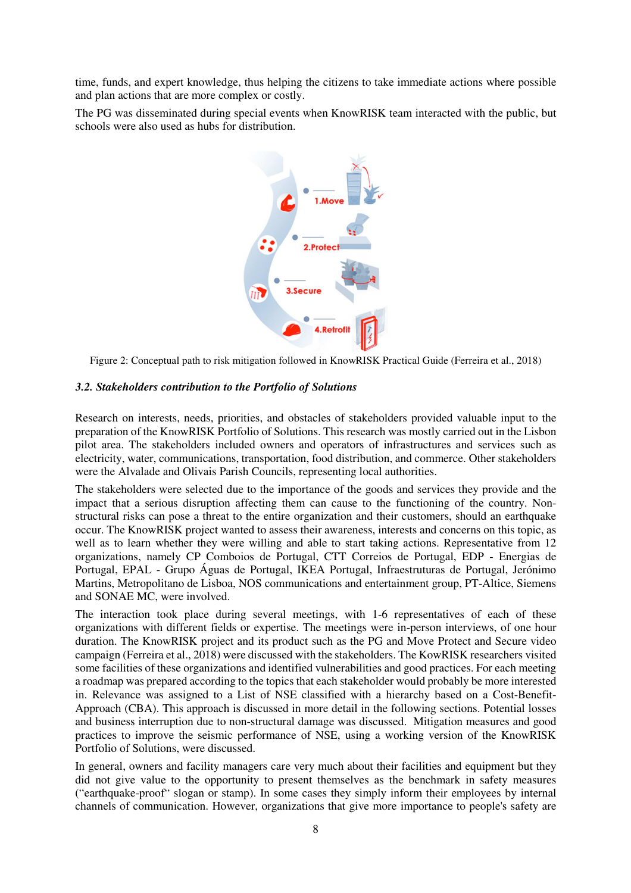time, funds, and expert knowledge, thus helping the citizens to take immediate actions where possible and plan actions that are more complex or costly.

The PG was disseminated during special events when KnowRISK team interacted with the public, but schools were also used as hubs for distribution.

Figure 2: Conceptual path to risk mitigation followed in KnowRISK Practical Guide (Ferreira et al., 2018)

### *3.2. Stakeholders contribution to the Portfolio of Solutions*

Research on interests, needs, priorities, and obstacles of stakeholders provided valuable input to the preparation of the KnowRISK Portfolio of Solutions. This research was mostly carried out in the Lisbon pilot area. The stakeholders included owners and operators of infrastructures and services such as electricity, water, communications, transportation, food distribution, and commerce. Other stakeholders were the Alvalade and Olivais Parish Councils, representing local authorities.

The stakeholders were selected due to the importance of the goods and services they provide and the impact that a serious disruption affecting them can cause to the functioning of the country. Non-structural risks can pose a threat to the entire organization and their customers, should an earthquake occur. The KnowRISK project wanted to assess their awareness, interests and concerns on this topic, as well as to learn whether they were willing and able to start taking actions. Representative from 12 organizations, namely CP Comboios de Portugal, CTT Correios de Portugal, EDP - Energias de Portugal, EPAL - Grupo Águas de Portugal, IKEA Portugal, Infraestruturas de Portugal, Jerónimo Martins, Metropolitano de Lisboa, NOS communications and entertainment group, PT-Altice, Siemens and SONAE MC, were involved.

The interaction took place during several meetings, with 1-6 representatives of each of these organizations with different fields or expertise. The meetings were in-person interviews, of one hour duration. The KnowRISK project and its product such as the PG and Move Protect and Secure video campaign (Ferreira et al., 2018) were discussed with the stakeholders. The KowRISK researchers visited some facilities of these organizations and identified vulnerabilities and good practices. For each meeting a roadmap was prepared according to the topics that each stakeholder would probably be more interested in. Relevance was assigned to a List of NSE classified with a hierarchy based on a Cost-Benefit-Approach (CBA). This approach is discussed in more detail in the following sections. Potential losses and business interruption due to non-structural damage was discussed. Mitigation measures and good practices to improve the seismic performance of NSE, using a working version of the KnowRISK Portfolio of Solutions, were discussed.

In general, owners and facility managers care very much about their facilities and equipment but they did not give value to the opportunity to present themselves as the benchmark in safety measures ("earthquake-proof" slogan or stamp). In some cases they simply inform their employees by internal channels of communication. However, organizations that give more importance to people's safety are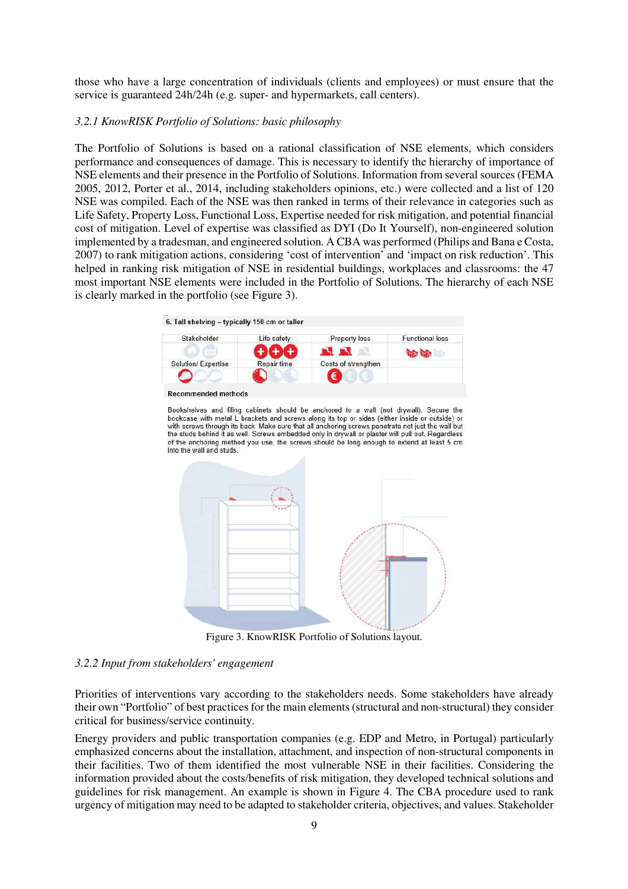those who have a large concentration of individuals (clients and employees) or must ensure that the service is guaranteed 24h/24h (e.g. super- and hypermarkets, call centers).

### *3.2.1 KnowRISK Portfolio of Solutions: basic philosophy*

The Portfolio of Solutions is based on a rational classification of NSE elements, which considers performance and consequences of damage. This is necessary to identify the hierarchy of importance of NSE elements and their presence in the Portfolio of Solutions. Information from several sources (FEMA 2005, 2012, Porter et al., 2014, including stakeholders opinions, etc.) were collected and a list of 120 NSE was compiled. Each of the NSE was then ranked in terms of their relevance in categories such as Life Safety, Property Loss, Functional Loss, Expertise needed for risk mitigation, and potential financial cost of mitigation. Level of expertise was classified as DYI (Do It Yourself), non-engineered solution implemented by a tradesman, and engineered solution. A CBA was performed (Philips and Bana e Costa, 2007) to rank mitigation actions, considering 'cost of intervention' and 'impact on risk reduction'. This helped in ranking risk mitigation of NSE in residential buildings, workplaces and classrooms: the 47 most important NSE elements were included in the Portfolio of Solutions. The hierarchy of each NSE is clearly marked in the portfolio (see Figure 3).

6. Tall shelving – typically 150 cm or taller

| Stakeholder | Life safety | Property loss | Functional loss |
|---|---|---|---|
| Solution/ Expertise | Repair time | Costs of strengthen | |

Recommended methods

Bookshelves and filing cabinets should be anchored to a wall (not drywall). Secure the bookcase with metal L brackets and screws along its top or sides (either inside or outside) or with screws through its back. Make sure that all anchoring screws penetrate not just the wall but the studs behind it as well. Screws embedded only in drywall or plaster will pull out. Regardless of the anchoring method you use, the screws should be long enough to extend at least 5 cm into the wall and studs.

Figure 3. KnowRISK Portfolio of Solutions layout.

### *3.2.2 Input from stakeholders' engagement*

Priorities of interventions vary according to the stakeholders needs. Some stakeholders have already their own "Portfolio" of best practices for the main elements (structural and non-structural) they consider critical for business/service continuity.

Energy providers and public transportation companies (e.g. EDP and Metro, in Portugal) particularly emphasized concerns about the installation, attachment, and inspection of non-structural components in their facilities. Two of them identified the most vulnerable NSE in their facilities. Considering the information provided about the costs/benefits of risk mitigation, they developed technical solutions and guidelines for risk management. An example is shown in Figure 4. The CBA procedure used to rank urgency of mitigation may need to be adapted to stakeholder criteria, objectives, and values. Stakeholder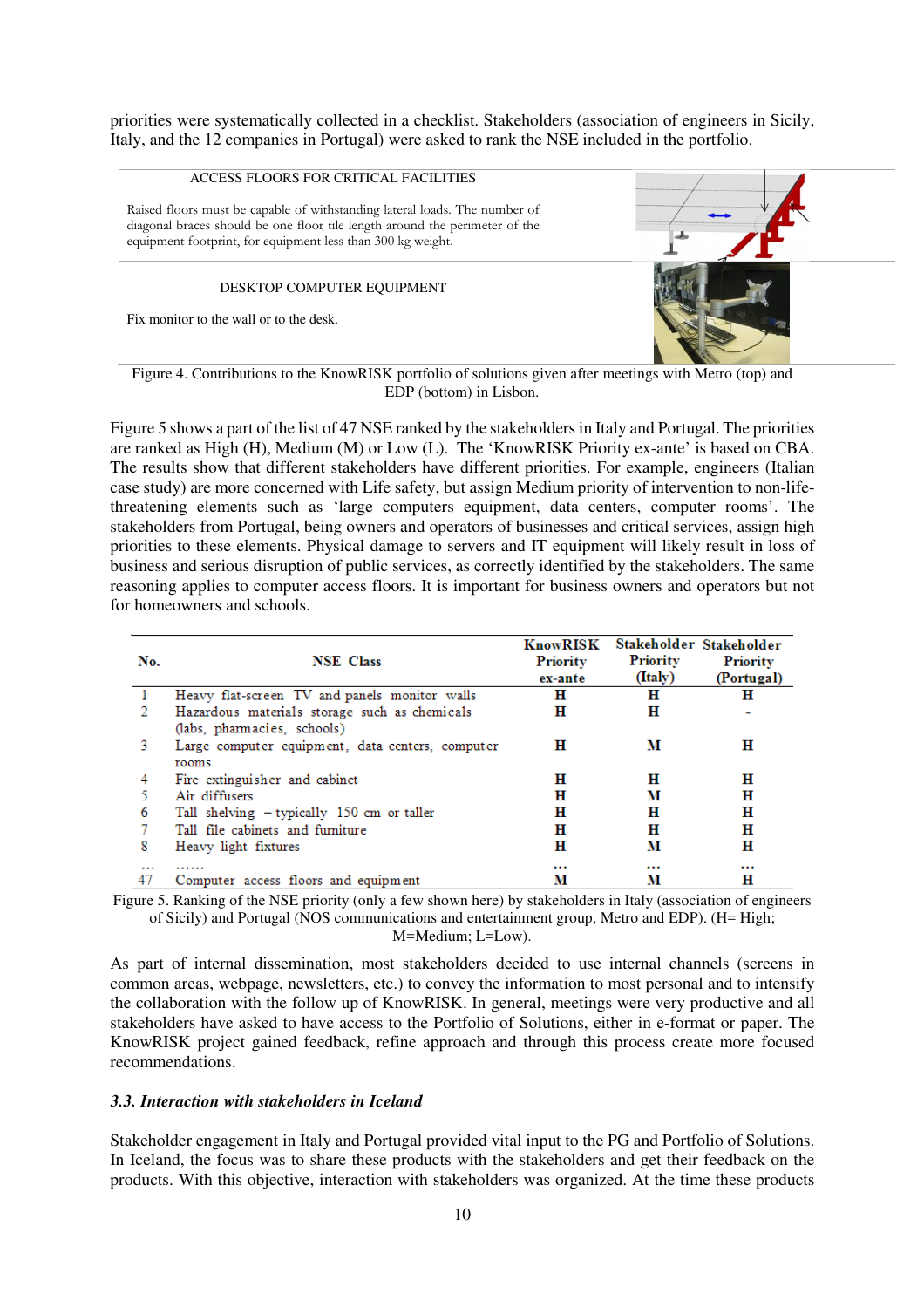priorities were systematically collected in a checklist. Stakeholders (association of engineers in Sicily, Italy, and the 12 companies in Portugal) were asked to rank the NSE included in the portfolio.

ACCESS FLOORS FOR CRITICAL FACILITIES

Raised floors must be capable of withstanding lateral loads. The number of diagonal braces should be one floor tile length around the perimeter of the equipment footprint, for equipment less than 300 kg weight.

DESKTOP COMPUTER EQUIPMENT

Fix monitor to the wall or to the desk.

Figure 4. Contributions to the KnowRISK portfolio of solutions given after meetings with Metro (top) and EDP (bottom) in Lisbon.

Figure 5 shows a part of the list of 47 NSE ranked by the stakeholders in Italy and Portugal. The priorities are ranked as High (H), Medium (M) or Low (L). The 'KnowRISK Priority ex-ante' is based on CBA. The results show that different stakeholders have different priorities. For example, engineers (Italian case study) are more concerned with Life safety, but assign Medium priority of intervention to non-life-threatening elements such as 'large computers equipment, data centers, computer rooms'. The stakeholders from Portugal, being owners and operators of businesses and critical services, assign high priorities to these elements. Physical damage to servers and IT equipment will likely result in loss of business and serious disruption of public services, as correctly identified by the stakeholders. The same reasoning applies to computer access floors. It is important for business owners and operators but not for homeowners and schools.

| No. | NSE Class | KnowRISK Priority ex-ante | Stakeholder Priority (Italy) | Stakeholder Priority (Portugal) |
|---|---|---|---|---|
| 1 | Heavy flat-screen TV and panels monitor walls | H | H | H |
| 2 | Hazardous materials storage such as chemicals (labs, pharmacies, schools) | H | H | - |
| 3 | Large computer equipment, data centers, computer rooms | H | M | H |
| 4 | Fire extinguisher and cabinet | H | H | H |
| 5 | Air diffusers | H | M | H |
| 6 | Tall shelving – typically 150 cm or taller | H | H | H |
| 7 | Tall file cabinets and furniture | H | H | H |
| 8 | Heavy light fixtures | H | M | H |
| … | …… | … | … | … |
| 47 | Computer access floors and equipment | M | M | H |

Figure 5. Ranking of the NSE priority (only a few shown here) by stakeholders in Italy (association of engineers of Sicily) and Portugal (NOS communications and entertainment group, Metro and EDP). (H= High; M=Medium; L=Low).

As part of internal dissemination, most stakeholders decided to use internal channels (screens in common areas, webpage, newsletters, etc.) to convey the information to most personal and to intensify the collaboration with the follow up of KnowRISK. In general, meetings were very productive and all stakeholders have asked to have access to the Portfolio of Solutions, either in e-format or paper. The KnowRISK project gained feedback, refine approach and through this process create more focused recommendations.

### *3.3. Interaction with stakeholders in Iceland*

Stakeholder engagement in Italy and Portugal provided vital input to the PG and Portfolio of Solutions. In Iceland, the focus was to share these products with the stakeholders and get their feedback on the products. With this objective, interaction with stakeholders was organized. At the time these products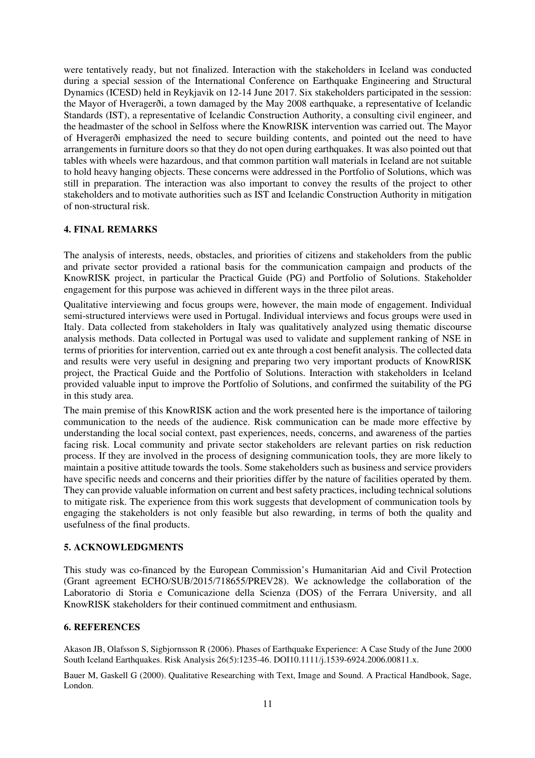were tentatively ready, but not finalized. Interaction with the stakeholders in Iceland was conducted during a special session of the International Conference on Earthquake Engineering and Structural Dynamics (ICESD) held in Reykjavik on 12-14 June 2017. Six stakeholders participated in the session: the Mayor of Hveragerði, a town damaged by the May 2008 earthquake, a representative of Icelandic Standards (IST), a representative of Icelandic Construction Authority, a consulting civil engineer, and the headmaster of the school in Selfoss where the KnowRISK intervention was carried out. The Mayor of Hveragerði emphasized the need to secure building contents, and pointed out the need to have arrangements in furniture doors so that they do not open during earthquakes. It was also pointed out that tables with wheels were hazardous, and that common partition wall materials in Iceland are not suitable to hold heavy hanging objects. These concerns were addressed in the Portfolio of Solutions, which was still in preparation. The interaction was also important to convey the results of the project to other stakeholders and to motivate authorities such as IST and Icelandic Construction Authority in mitigation of non-structural risk.

## 4. FINAL REMARKS

The analysis of interests, needs, obstacles, and priorities of citizens and stakeholders from the public and private sector provided a rational basis for the communication campaign and products of the KnowRISK project, in particular the Practical Guide (PG) and Portfolio of Solutions. Stakeholder engagement for this purpose was achieved in different ways in the three pilot areas.

Qualitative interviewing and focus groups were, however, the main mode of engagement. Individual semi-structured interviews were used in Portugal. Individual interviews and focus groups were used in Italy. Data collected from stakeholders in Italy was qualitatively analyzed using thematic discourse analysis methods. Data collected in Portugal was used to validate and supplement ranking of NSE in terms of priorities for intervention, carried out ex ante through a cost benefit analysis. The collected data and results were very useful in designing and preparing two very important products of KnowRISK project, the Practical Guide and the Portfolio of Solutions. Interaction with stakeholders in Iceland provided valuable input to improve the Portfolio of Solutions, and confirmed the suitability of the PG in this study area.

The main premise of this KnowRISK action and the work presented here is the importance of tailoring communication to the needs of the audience. Risk communication can be made more effective by understanding the local social context, past experiences, needs, concerns, and awareness of the parties facing risk. Local community and private sector stakeholders are relevant parties on risk reduction process. If they are involved in the process of designing communication tools, they are more likely to maintain a positive attitude towards the tools. Some stakeholders such as business and service providers have specific needs and concerns and their priorities differ by the nature of facilities operated by them. They can provide valuable information on current and best safety practices, including technical solutions to mitigate risk. The experience from this work suggests that development of communication tools by engaging the stakeholders is not only feasible but also rewarding, in terms of both the quality and usefulness of the final products.

## 5. ACKNOWLEDGMENTS

This study was co-financed by the European Commission's Humanitarian Aid and Civil Protection (Grant agreement ECHO/SUB/2015/718655/PREV28). We acknowledge the collaboration of the Laboratorio di Storia e Comunicazione della Scienza (DOS) of the Ferrara University, and all KnowRISK stakeholders for their continued commitment and enthusiasm.

## 6. REFERENCES

Akason JB, Olafsson S, Sigbjornsson R (2006). Phases of Earthquake Experience: A Case Study of the June 2000 South Iceland Earthquakes. Risk Analysis 26(5):1235-46. DOI10.1111/j.1539-6924.2006.00811.x.

Bauer M, Gaskell G (2000). Qualitative Researching with Text, Image and Sound. A Practical Handbook, Sage, London.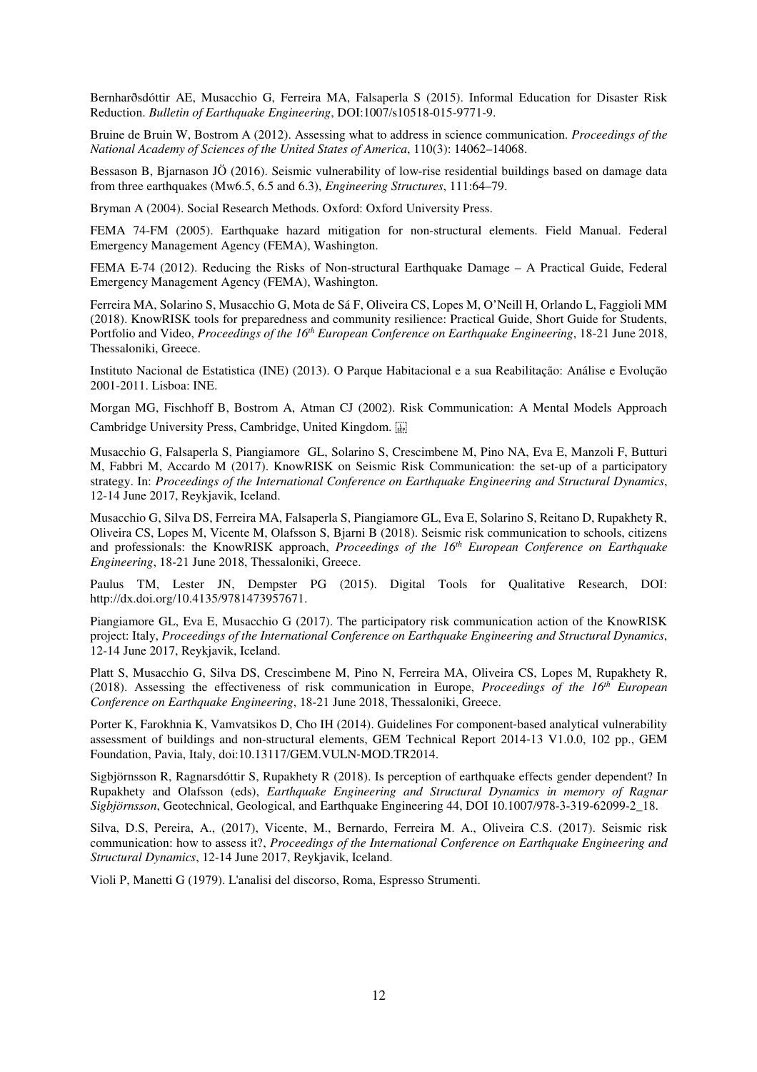Bernharðsdóttir AE, Musacchio G, Ferreira MA, Falsaperla S (2015). Informal Education for Disaster Risk Reduction. *Bulletin of Earthquake Engineering*, DOI:1007/s10518-015-9771-9.

Bruine de Bruin W, Bostrom A (2012). Assessing what to address in science communication. *Proceedings of the National Academy of Sciences of the United States of America*, 110(3): 14062–14068.

Bessason B, Bjarnason JÖ (2016). Seismic vulnerability of low-rise residential buildings based on damage data from three earthquakes (Mw6.5, 6.5 and 6.3), *Engineering Structures*, 111:64–79.

Bryman A (2004). Social Research Methods. Oxford: Oxford University Press.

FEMA 74-FM (2005). Earthquake hazard mitigation for non-structural elements. Field Manual. Federal Emergency Management Agency (FEMA), Washington.

FEMA E-74 (2012). Reducing the Risks of Non-structural Earthquake Damage – A Practical Guide, Federal Emergency Management Agency (FEMA), Washington.

Ferreira MA, Solarino S, Musacchio G, Mota de Sá F, Oliveira CS, Lopes M, O'Neill H, Orlando L, Faggioli MM (2018). KnowRISK tools for preparedness and community resilience: Practical Guide, Short Guide for Students, Portfolio and Video, *Proceedings of the 16th European Conference on Earthquake Engineering*, 18-21 June 2018, Thessaloniki, Greece.

Instituto Nacional de Estatistica (INE) (2013). O Parque Habitacional e a sua Reabilitação: Análise e Evolução 2001-2011. Lisboa: INE.

Morgan MG, Fischhoff B, Bostrom A, Atman CJ (2002). Risk Communication: A Mental Models Approach Cambridge University Press, Cambridge, United Kingdom.

Musacchio G, Falsaperla S, Piangiamore GL, Solarino S, Crescimbene M, Pino NA, Eva E, Manzoli F, Butturi M, Fabbri M, Accardo M (2017). KnowRISK on Seismic Risk Communication: the set-up of a participatory strategy. In: *Proceedings of the International Conference on Earthquake Engineering and Structural Dynamics*, 12-14 June 2017, Reykjavik, Iceland.

Musacchio G, Silva DS, Ferreira MA, Falsaperla S, Piangiamore GL, Eva E, Solarino S, Reitano D, Rupakhety R, Oliveira CS, Lopes M, Vicente M, Olafsson S, Bjarni B (2018). Seismic risk communication to schools, citizens and professionals: the KnowRISK approach, *Proceedings of the 16th European Conference on Earthquake Engineering*, 18-21 June 2018, Thessaloniki, Greece.

Paulus TM, Lester JN, Dempster PG (2015). Digital Tools for Qualitative Research, DOI: http://dx.doi.org/10.4135/9781473957671.

Piangiamore GL, Eva E, Musacchio G (2017). The participatory risk communication action of the KnowRISK project: Italy, *Proceedings of the International Conference on Earthquake Engineering and Structural Dynamics*, 12-14 June 2017, Reykjavik, Iceland.

Platt S, Musacchio G, Silva DS, Crescimbene M, Pino N, Ferreira MA, Oliveira CS, Lopes M, Rupakhety R, (2018). Assessing the effectiveness of risk communication in Europe, *Proceedings of the 16th European Conference on Earthquake Engineering*, 18-21 June 2018, Thessaloniki, Greece.

Porter K, Farokhnia K, Vamvatsikos D, Cho IH (2014). Guidelines For component-based analytical vulnerability assessment of buildings and non-structural elements, GEM Technical Report 2014-13 V1.0.0, 102 pp., GEM Foundation, Pavia, Italy, doi:10.13117/GEM.VULN-MOD.TR2014.

Sigbjörnsson R, Ragnarsdóttir S, Rupakhety R (2018). Is perception of earthquake effects gender dependent? In Rupakhety and Olafsson (eds), *Earthquake Engineering and Structural Dynamics in memory of Ragnar Sigbjörnsson*, Geotechnical, Geological, and Earthquake Engineering 44, DOI 10.1007/978-3-319-62099-2_18.

Silva, D.S, Pereira, A., (2017), Vicente, M., Bernardo, Ferreira M. A., Oliveira C.S. (2017). Seismic risk communication: how to assess it?, *Proceedings of the International Conference on Earthquake Engineering and Structural Dynamics*, 12-14 June 2017, Reykjavik, Iceland.

Violi P, Manetti G (1979). L'analisi del discorso, Roma, Espresso Strumenti.